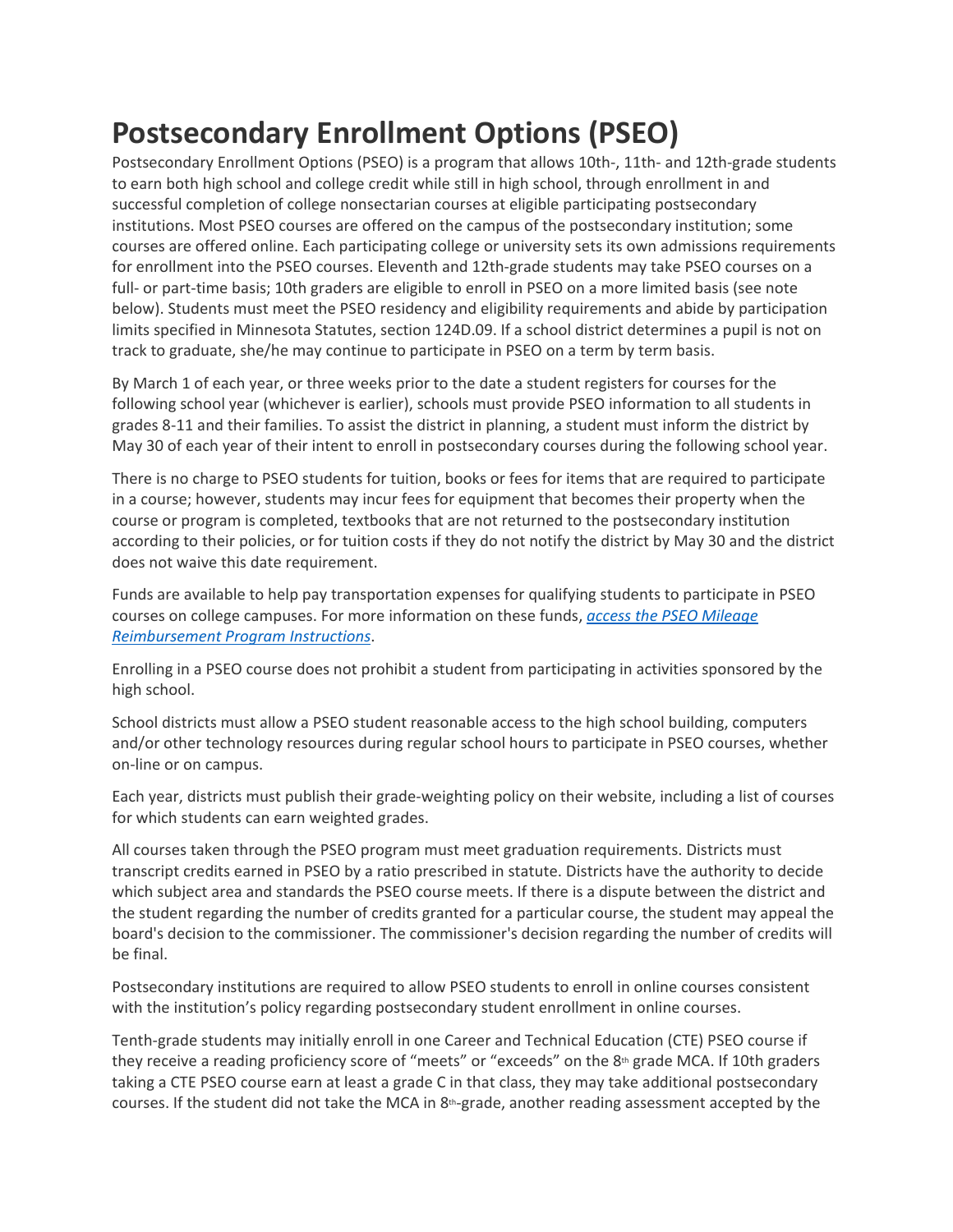# Postsecondary Enrollment Options (PSEO)

Postsecondary Enrollment Options (PSEO) is a program that allows 10th-, 11th- and 12th-grade students to earn both high school and college credit while still in high school, through enrollment in and successful completion of college nonsectarian courses at eligible participating postsecondary institutions. Most PSEO courses are offered on the campus of the postsecondary institution; some courses are offered online. Each participating college or university sets its own admissions requirements for enrollment into the PSEO courses. Eleventh and 12th-grade students may take PSEO courses on a full- or part-time basis; 10th graders are eligible to enroll in PSEO on a more limited basis (see note below). Students must meet the PSEO residency and eligibility requirements and abide by participation limits specified in Minnesota Statutes, section 124D.09. If a school district determines a pupil is not on track to graduate, she/he may continue to participate in PSEO on a term by term basis.

By March 1 of each year, or three weeks prior to the date a student registers for courses for the following school year (whichever is earlier), schools must provide PSEO information to all students in grades 8-11 and their families. To assist the district in planning, a student must inform the district by May 30 of each year of their intent to enroll in postsecondary courses during the following school year.

There is no charge to PSEO students for tuition, books or fees for items that are required to participate in a course; however, students may incur fees for equipment that becomes their property when the course or program is completed, textbooks that are not returned to the postsecondary institution according to their policies, or for tuition costs if they do not notify the district by May 30 and the district does not waive this date requirement.

Funds are available to help pay transportation expenses for qualifying students to participate in PSEO courses on college campuses. For more information on these funds, *access the PSEO Mileage Reimbursement Program Instructions*.

Enrolling in a PSEO course does not prohibit a student from participating in activities sponsored by the high school.

School districts must allow a PSEO student reasonable access to the high school building, computers and/or other technology resources during regular school hours to participate in PSEO courses, whether on-line or on campus.

Each year, districts must publish their grade-weighting policy on their website, including a list of courses for which students can earn weighted grades.

All courses taken through the PSEO program must meet graduation requirements. Districts must transcript credits earned in PSEO by a ratio prescribed in statute. Districts have the authority to decide which subject area and standards the PSEO course meets. If there is a dispute between the district and the student regarding the number of credits granted for a particular course, the student may appeal the board's decision to the commissioner. The commissioner's decision regarding the number of credits will be final.

Postsecondary institutions are required to allow PSEO students to enroll in online courses consistent with the institution's policy regarding postsecondary student enrollment in online courses.

Tenth-grade students may initially enroll in one Career and Technical Education (CTE) PSEO course if they receive a reading proficiency score of "meets" or "exceeds" on the 8th grade MCA. If 10th graders taking a CTE PSEO course earn at least a grade C in that class, they may take additional postsecondary courses. If the student did not take the MCA in 8th-grade, another reading assessment accepted by the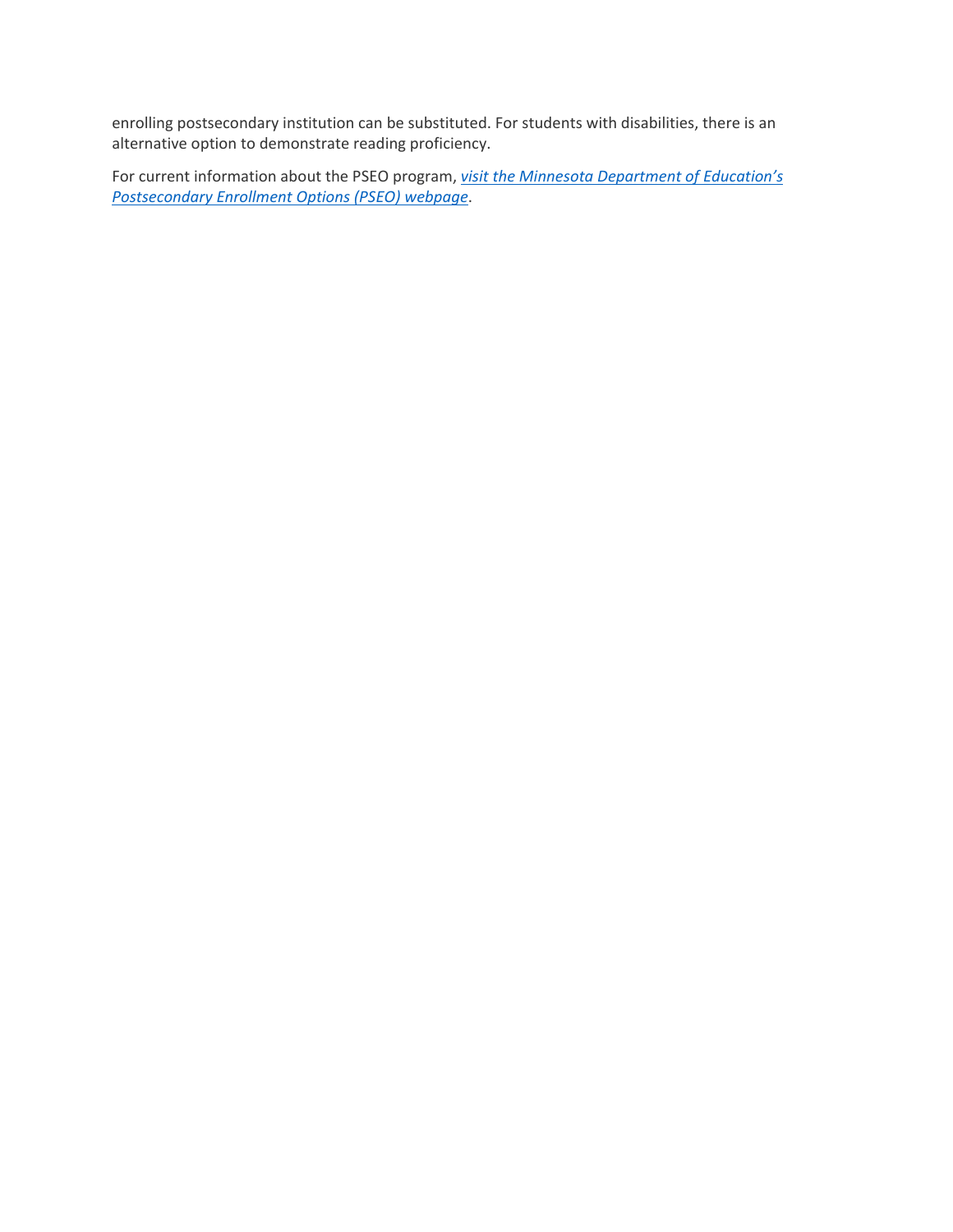enrolling postsecondary institution can be substituted. For students with disabilities, there is an alternative option to demonstrate reading proficiency.

For current information about the PSEO program, *[visit the Minnesota Department of Education's Postsecondary Enrollment Options (PSEO) webpage](#)*.